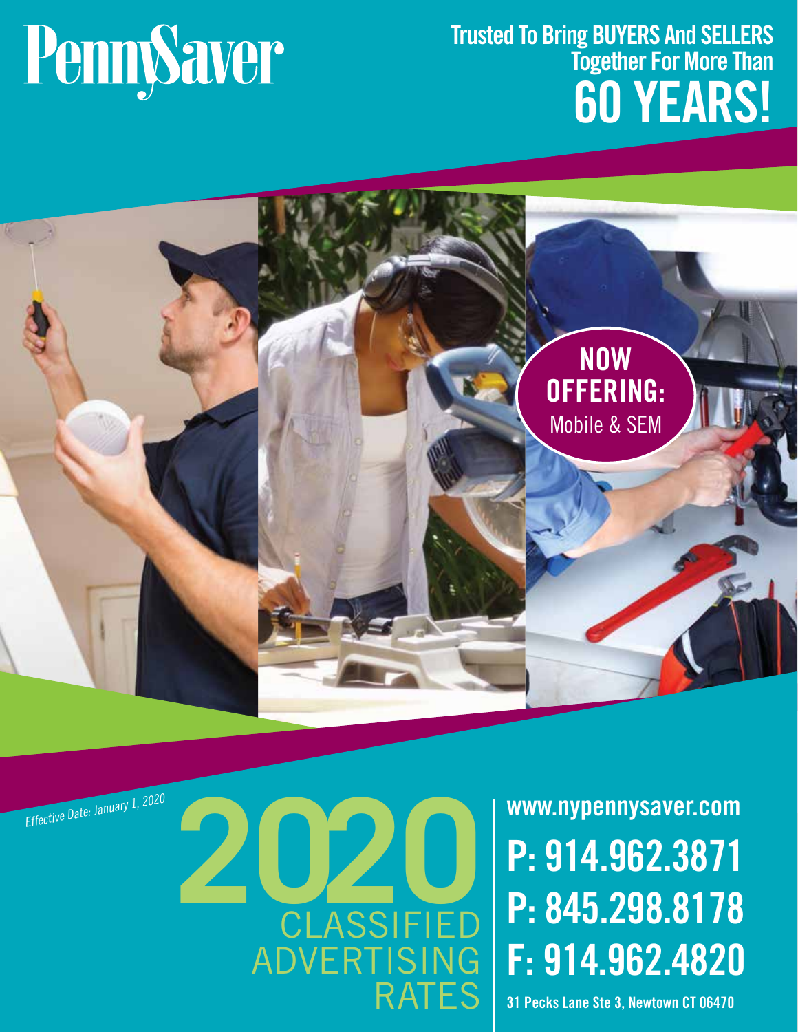# PennySaver

**Trusted To Bring BUYERS And SELLERS Together For More Than 60 YEARS!**

**NOW OFFERING:** Mobile & SEM

*Effective Date: January 1, 2020*

# 2020 CLASSIFIED ADVERTISING RATES

**www.nypennysaver.com**

**P: 914.962.3871**

**P: 845.298.8178**

**F: 914.962.4820**

**31 Pecks Lane Ste 3, Newtown CT 06470**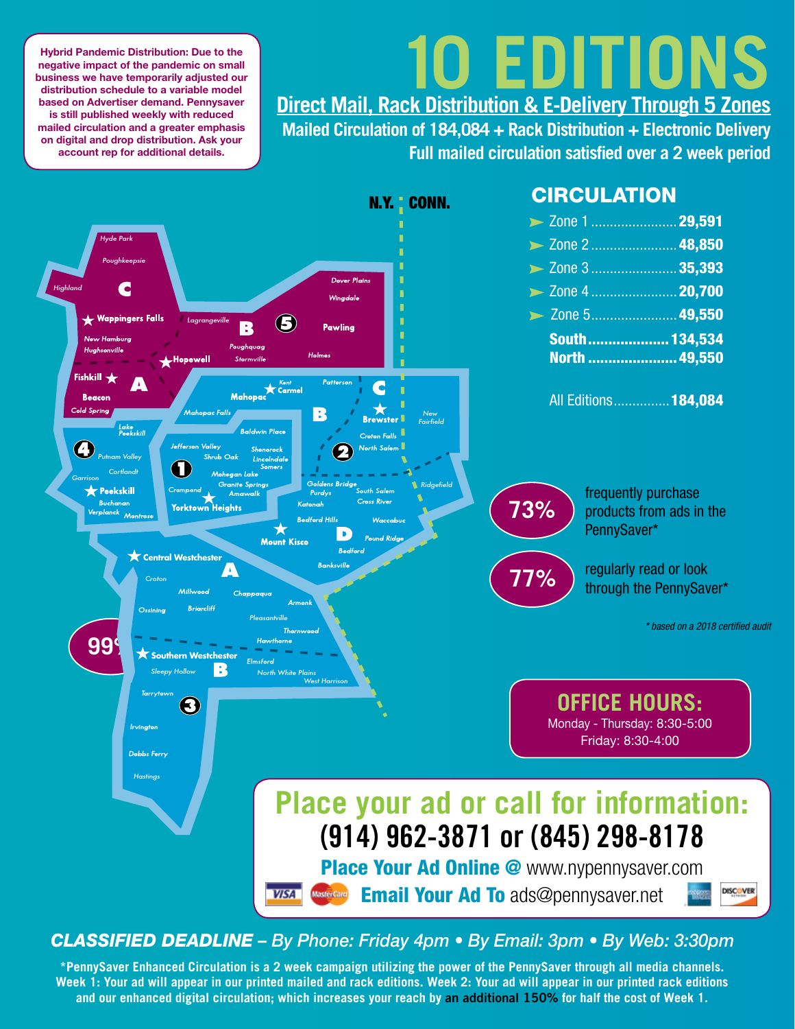Hybrid Pandemic Distribution: Due to the negative impact of the pandemic on small business we have temporarily adjusted our distribution schedule to a variable model based on Advertiser demand. Pennysaver is still published weekly with reduced mailed circulation and a greater emphasis on digital and drop distribution. Ask your account rep for additional details.

# 10 EDITIONS

## Direct Mail, Rack Distribution & E-Delivery Through 5 Zones

**Mailed Circulation of 184,084 + Rack Distribution + Electronic Delivery**

**Full mailed circulation satisfied over a 2 week period**

## CIRCULATION

| | |
|---|---|
| Zone 1 | **29,591** |
| Zone 2 | **48,850** |
| Zone 3 | **35,393** |
| Zone 4 | **20,700** |
| Zone 5 | **49,550** |
| **South** | **134,534** |
| **North** | **49,550** |
| All Editions | **184,084** |

**73%** frequently purchase products from ads in the PennySaver*

**77%** regularly read or look through the PennySaver*

*\* based on a 2018 certified audit*

## OFFICE HOURS:

Monday - Thursday: 8:30-5:00

Friday: 8:30-4:00

## Place your ad or call for information:

## (914) 962-3871 or (845) 298-8178

**Place Your Ad Online @** www.nypennysaver.com

**Email Your Ad To** ads@pennysaver.net

***CLASSIFIED DEADLINE*** *– By Phone: Friday 4pm • By Email: 3pm • By Web: 3:30pm*

**\*PennySaver Enhanced Circulation is a 2 week campaign utilizing the power of the PennySaver through all media channels. Week 1: Your ad will appear in our printed mailed and rack editions. Week 2: Your ad will appear in our printed rack editions and our enhanced digital circulation; which increases your reach by an additional 150% for half the cost of Week 1.**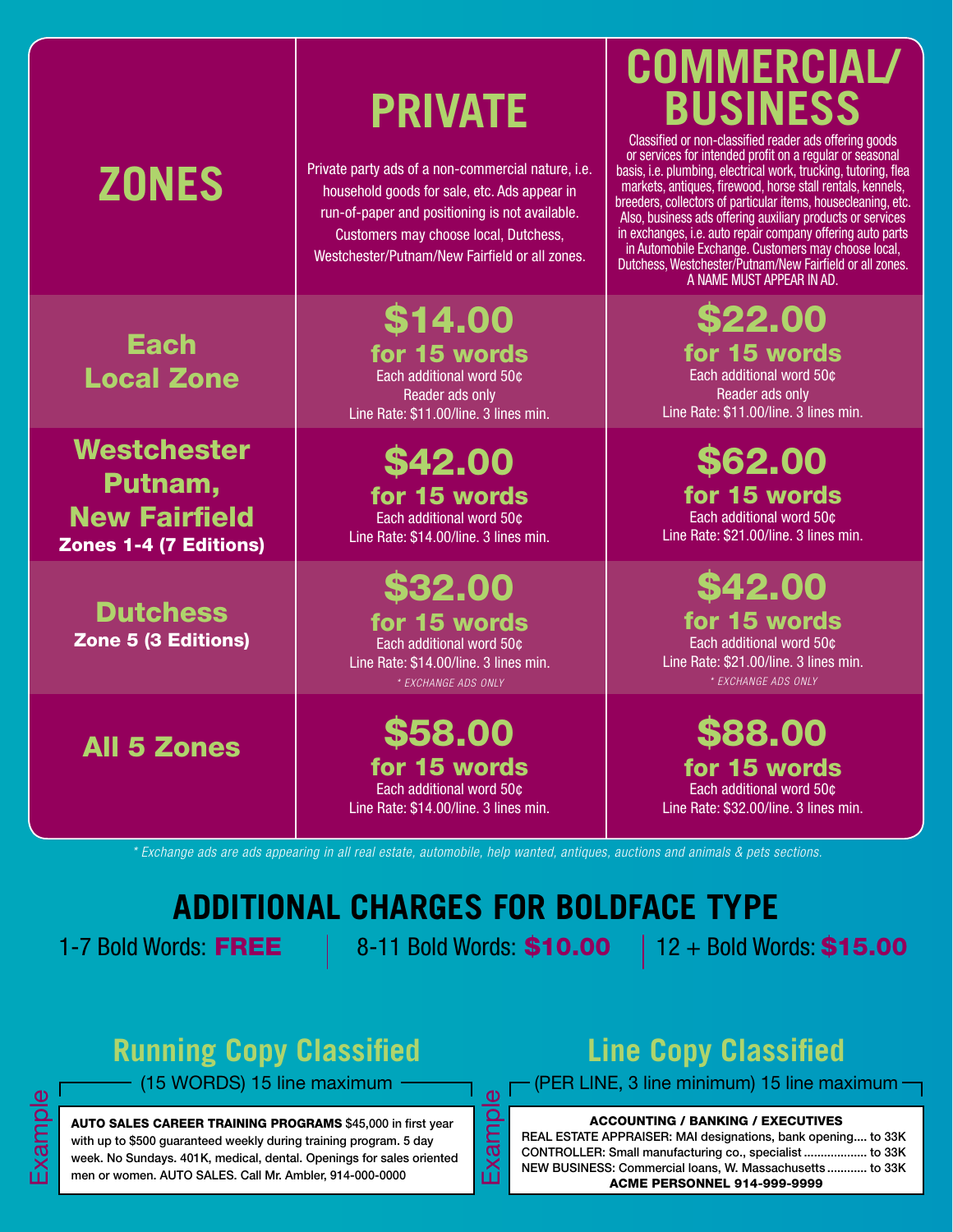| ZONES | PRIVATE<br>Private party ads of a non-commercial nature, i.e. household goods for sale, etc. Ads appear in run-of-paper and positioning is not available. Customers may choose local, Dutchess, Westchester/Putnam/New Fairfield or all zones. | COMMERCIAL/ BUSINESS<br>Classified or non-classified reader ads offering goods or services for intended profit on a regular or seasonal basis, i.e. plumbing, electrical work, trucking, tutoring, flea markets, antiques, firewood, horse stall rentals, kennels, breeders, collectors of particular items, housecleaning, etc. Also, business ads offering auxiliary products or services in exchanges, i.e. auto repair company offering auto parts in Automobile Exchange. Customers may choose local, Dutchess, Westchester/Putnam/New Fairfield or all zones. A NAME MUST APPEAR IN AD. |
|---|---|---|
| **Each Local Zone** | **$14.00 for 15 words**<br>Each additional word 50¢<br>Reader ads only<br>Line Rate: $11.00/line. 3 lines min. | **$22.00 for 15 words**<br>Each additional word 50¢<br>Reader ads only<br>Line Rate: $11.00/line. 3 lines min. |
| **Westchester Putnam, New Fairfield**<br>**Zones 1-4 (7 Editions)** | **$42.00 for 15 words**<br>Each additional word 50¢<br>Line Rate: $14.00/line. 3 lines min. | **$62.00 for 15 words**<br>Each additional word 50¢<br>Line Rate: $21.00/line. 3 lines min. |
| **Dutchess**<br>**Zone 5 (3 Editions)** | **$32.00 for 15 words**<br>Each additional word 50¢<br>Line Rate: $14.00/line. 3 lines min.<br>*\* EXCHANGE ADS ONLY* | **$42.00 for 15 words**<br>Each additional word 50¢<br>Line Rate: $21.00/line. 3 lines min.<br>*\* EXCHANGE ADS ONLY* |
| **All 5 Zones** | **$58.00 for 15 words**<br>Each additional word 50¢<br>Line Rate: $14.00/line. 3 lines min. | **$88.00 for 15 words**<br>Each additional word 50¢<br>Line Rate: $32.00/line. 3 lines min. |

*\* Exchange ads are ads appearing in all real estate, automobile, help wanted, antiques, auctions and animals & pets sections.*

## ADDITIONAL CHARGES FOR BOLDFACE TYPE

1-7 Bold Words: **FREE** | 8-11 Bold Words: **$10.00** | 12 + Bold Words: **$15.00**

### Running Copy Classified

(15 WORDS) 15 line maximum

Example

**AUTO SALES CAREER TRAINING PROGRAMS** $45,000 in first year with up to $500 guaranteed weekly during training program. 5 day week. No Sundays. 401K, medical, dental. Openings for sales oriented men or women. AUTO SALES. Call Mr. Ambler, 914-000-0000

### Line Copy Classified

(PER LINE, 3 line minimum) 15 line maximum

Example

**ACCOUNTING / BANKING / EXECUTIVES**
REAL ESTATE APPRAISER: MAI designations, bank opening.... to 33K
CONTROLLER: Small manufacturing co., specialist .................. to 33K
NEW BUSINESS: Commercial loans, W. Massachusetts ............ to 33K
**ACME PERSONNEL 914-999-9999**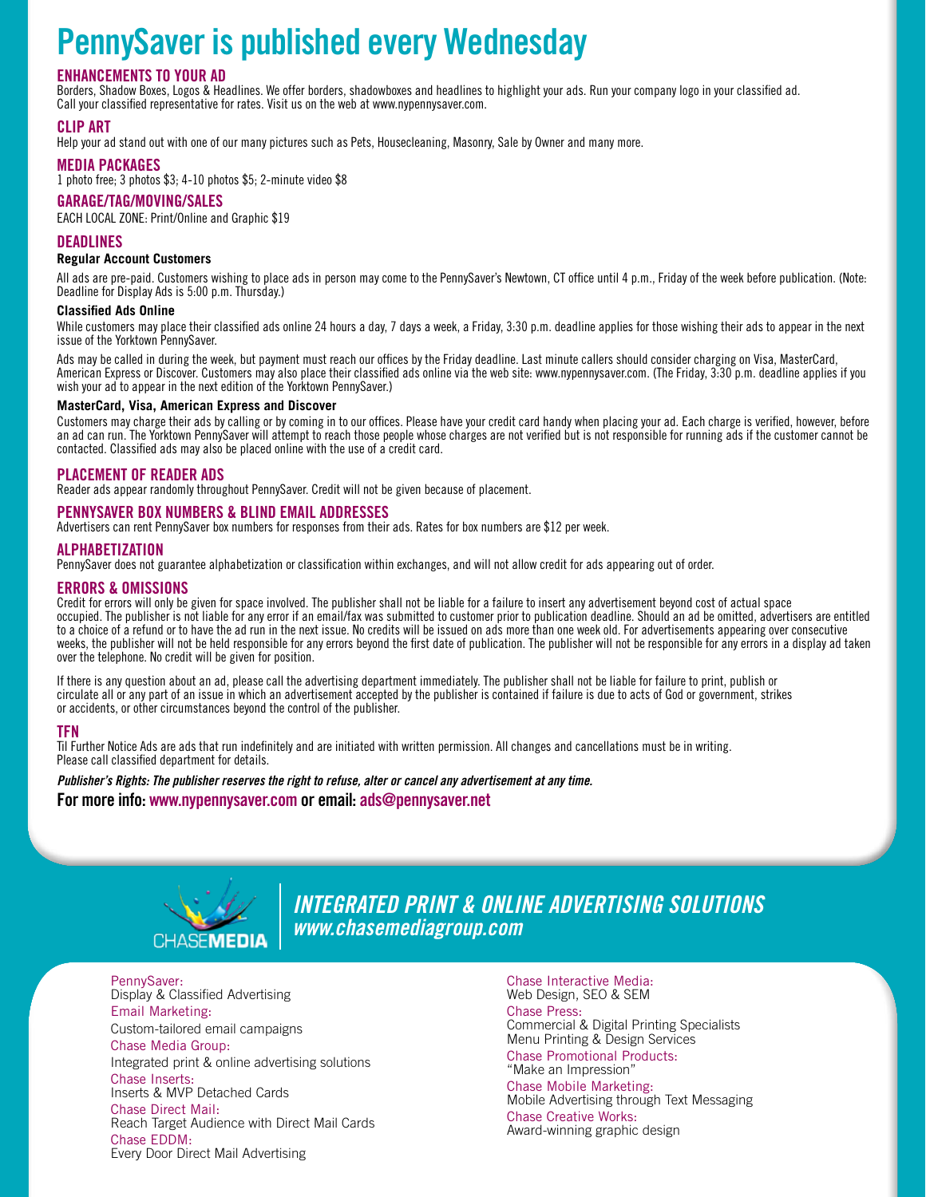# PennySaver is published every Wednesday

## ENHANCEMENTS TO YOUR AD

Borders, Shadow Boxes, Logos & Headlines. We offer borders, shadowboxes and headlines to highlight your ads. Run your company logo in your classified ad. Call your classified representative for rates. Visit us on the web at www.nypennysaver.com.

## CLIP ART

Help your ad stand out with one of our many pictures such as Pets, Housecleaning, Masonry, Sale by Owner and many more.

## MEDIA PACKAGES

1 photo free; 3 photos $3; 4-10 photos $5; 2-minute video $8

## GARAGE/TAG/MOVING/SALES

EACH LOCAL ZONE: Print/Online and Graphic $19

## DEADLINES

### Regular Account Customers

All ads are pre-paid. Customers wishing to place ads in person may come to the PennySaver's Newtown, CT office until 4 p.m., Friday of the week before publication. (Note: Deadline for Display Ads is 5:00 p.m. Thursday.)

### Classified Ads Online

While customers may place their classified ads online 24 hours a day, 7 days a week, a Friday, 3:30 p.m. deadline applies for those wishing their ads to appear in the next issue of the Yorktown PennySaver.

Ads may be called in during the week, but payment must reach our offices by the Friday deadline. Last minute callers should consider charging on Visa, MasterCard, American Express or Discover. Customers may also place their classified ads online via the web site: www.nypennysaver.com. (The Friday, 3:30 p.m. deadline applies if you wish your ad to appear in the next edition of the Yorktown PennySaver.)

### MasterCard, Visa, American Express and Discover

Customers may charge their ads by calling or by coming in to our offices. Please have your credit card handy when placing your ad. Each charge is verified, however, before an ad can run. The Yorktown PennySaver will attempt to reach those people whose charges are not verified but is not responsible for running ads if the customer cannot be contacted. Classified ads may also be placed online with the use of a credit card.

## PLACEMENT OF READER ADS

Reader ads appear randomly throughout PennySaver. Credit will not be given because of placement.

## PENNYSAVER BOX NUMBERS & BLIND EMAIL ADDRESSES

Advertisers can rent PennySaver box numbers for responses from their ads. Rates for box numbers are $12 per week.

## ALPHABETIZATION

PennySaver does not guarantee alphabetization or classification within exchanges, and will not allow credit for ads appearing out of order.

## ERRORS & OMISSIONS

Credit for errors will only be given for space involved. The publisher shall not be liable for a failure to insert any advertisement beyond cost of actual space occupied. The publisher is not liable for any error if an email/fax was submitted to customer prior to publication deadline. Should an ad be omitted, advertisers are entitled to a choice of a refund or to have the ad run in the next issue. No credits will be issued on ads more than one week old. For advertisements appearing over consecutive weeks, the publisher will not be held responsible for any errors beyond the first date of publication. The publisher will not be responsible for any errors in a display ad taken over the telephone. No credit will be given for position.

If there is any question about an ad, please call the advertising department immediately. The publisher shall not be liable for failure to print, publish or circulate all or any part of an issue in which an advertisement accepted by the publisher is contained if failure is due to acts of God or government, strikes or accidents, or other circumstances beyond the control of the publisher.

## TFN

Til Further Notice Ads are ads that run indefinitely and are initiated with written permission. All changes and cancellations must be in writing. Please call classified department for details.

***Publisher's Rights: The publisher reserves the right to refuse, alter or cancel any advertisement at any time.***

**For more info: www.nypennysaver.com or email: ads@pennysaver.net**

CHASEMEDIA

## *INTEGRATED PRINT & ONLINE ADVERTISING SOLUTIONS*

***www.chasemediagroup.com***

PennySaver:
Display & Classified Advertising

Email Marketing:
Custom-tailored email campaigns

Chase Media Group:
Integrated print & online advertising solutions

Chase Inserts:
Inserts & MVP Detached Cards

Chase Direct Mail:
Reach Target Audience with Direct Mail Cards

Chase EDDM:
Every Door Direct Mail Advertising

Chase Interactive Media:
Web Design, SEO & SEM

Chase Press:
Commercial & Digital Printing Specialists
Menu Printing & Design Services

Chase Promotional Products:
"Make an Impression"

Chase Mobile Marketing:
Mobile Advertising through Text Messaging

Chase Creative Works:
Award-winning graphic design